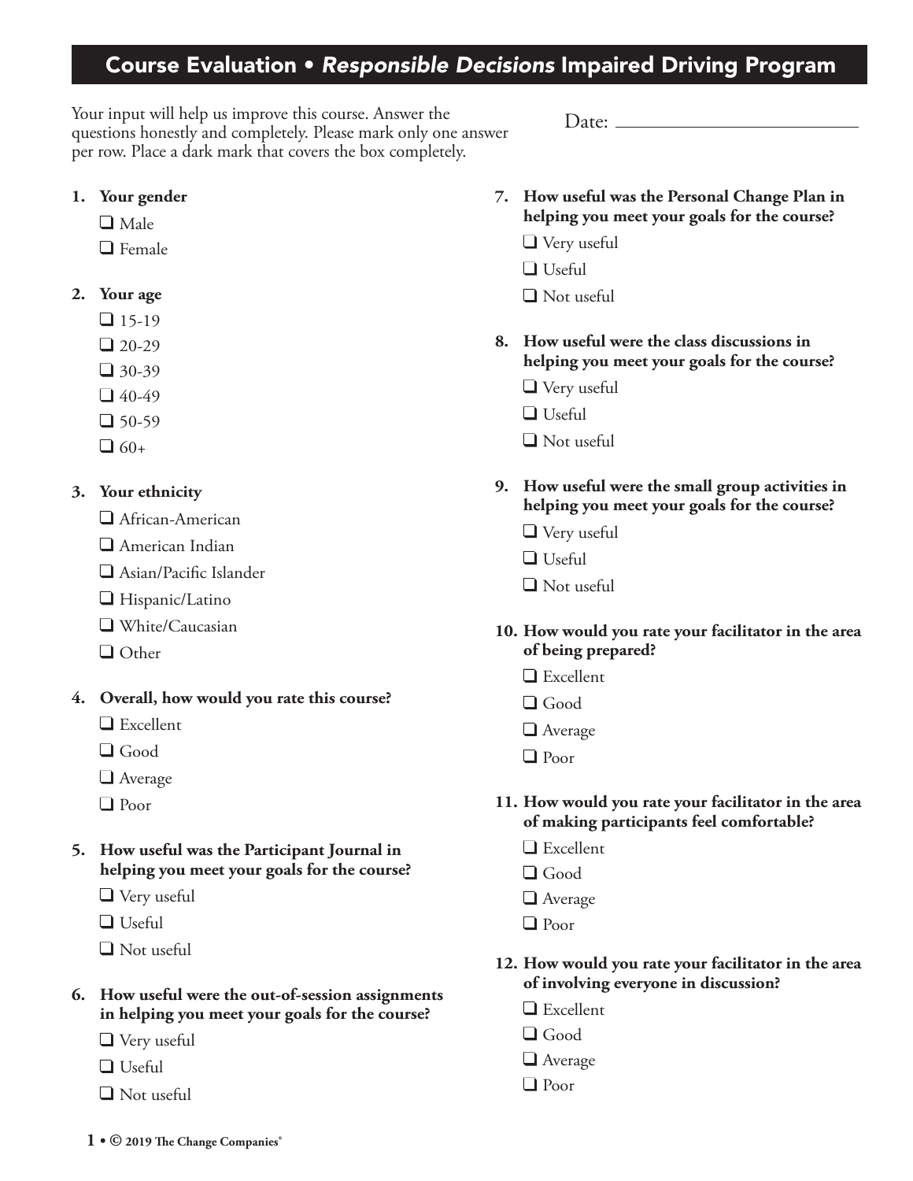# Course Evaluation • *Responsible Decisions* Impaired Driving Program

Your input will help us improve this course. Answer the questions honestly and completely. Please mark only one answer per row. Place a dark mark that covers the box completely.

Date: ______________________

**1. Your gender**

- ❑ Male
- ❑ Female

**2. Your age**

- ❑ 15-19
- ❑ 20-29
- ❑ 30-39
- ❑ 40-49
- ❑ 50-59
- ❑ 60+

**3. Your ethnicity**

- ❑ African-American
- ❑ American Indian
- ❑ Asian/Pacific Islander
- ❑ Hispanic/Latino
- ❑ White/Caucasian
- ❑ Other

**4. Overall, how would you rate this course?**

- ❑ Excellent
- ❑ Good
- ❑ Average
- ❑ Poor

**5. How useful was the Participant Journal in helping you meet your goals for the course?**

- ❑ Very useful
- ❑ Useful
- ❑ Not useful

**6. How useful were the out-of-session assignments in helping you meet your goals for the course?**

- ❑ Very useful
- ❑ Useful
- ❑ Not useful

**7. How useful was the Personal Change Plan in helping you meet your goals for the course?**

- ❑ Very useful
- ❑ Useful
- ❑ Not useful

**8. How useful were the class discussions in helping you meet your goals for the course?**

- ❑ Very useful
- ❑ Useful
- ❑ Not useful

**9. How useful were the small group activities in helping you meet your goals for the course?**

- ❑ Very useful
- ❑ Useful
- ❑ Not useful

**10. How would you rate your facilitator in the area of being prepared?**

- ❑ Excellent
- ❑ Good
- ❑ Average
- ❑ Poor

**11. How would you rate your facilitator in the area of making participants feel comfortable?**

- ❑ Excellent
- ❑ Good
- ❑ Average
- ❑ Poor

**12. How would you rate your facilitator in the area of involving everyone in discussion?**

- ❑ Excellent
- ❑ Good
- ❑ Average
- ❑ Poor

© 2019 The Change Companies®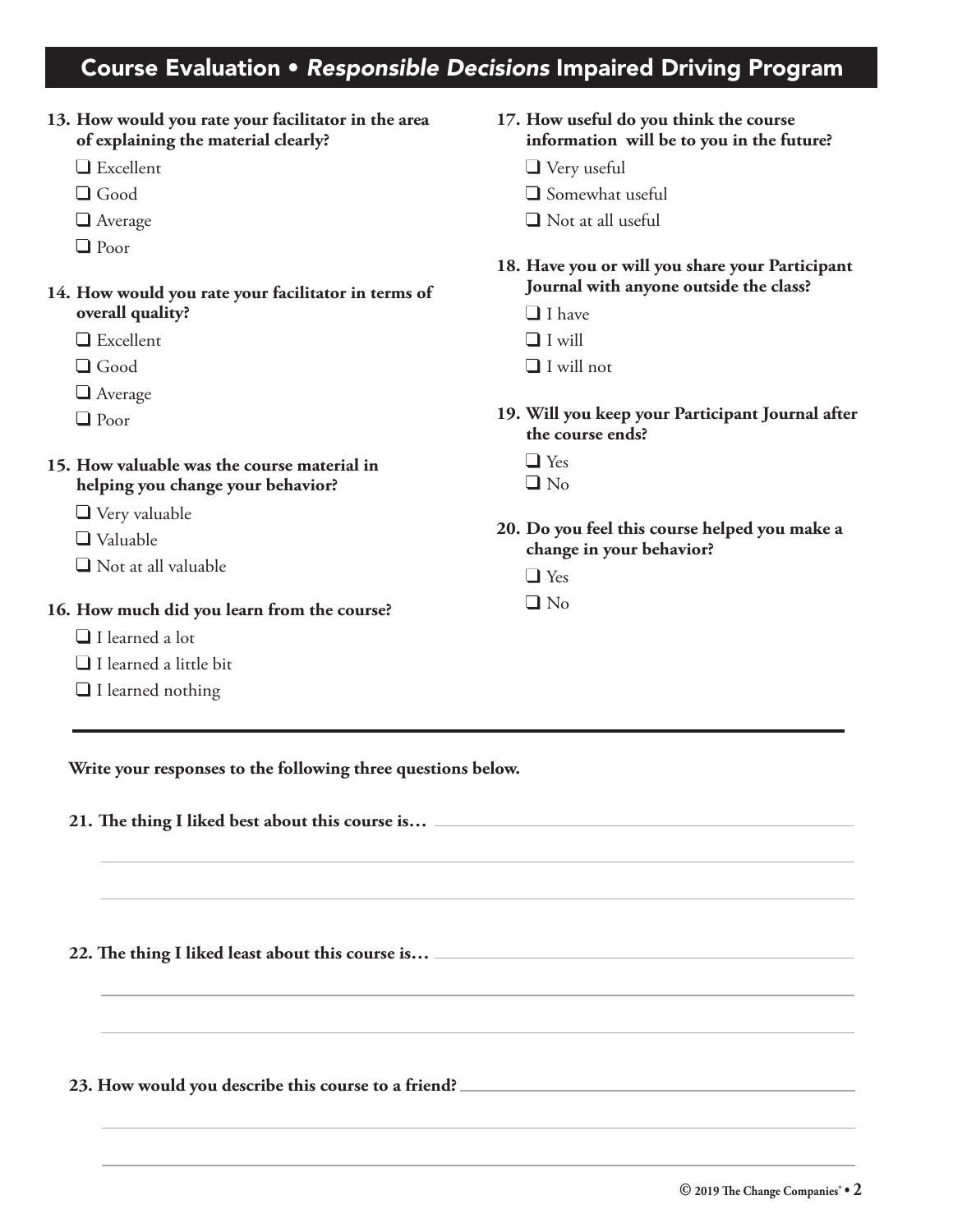## Course Evaluation • *Responsible Decisions* Impaired Driving Program

**13. How would you rate your facilitator in the area of explaining the material clearly?**

- ❑ Excellent
- ❑ Good
- ❑ Average
- ❑ Poor

**14. How would you rate your facilitator in terms of overall quality?**

- ❑ Excellent
- ❑ Good
- ❑ Average
- ❑ Poor

**15. How valuable was the course material in helping you change your behavior?**

- ❑ Very valuable
- ❑ Valuable
- ❑ Not at all valuable

**16. How much did you learn from the course?**

- ❑ I learned a lot
- ❑ I learned a little bit
- ❑ I learned nothing

**17. How useful do you think the course information will be to you in the future?**

- ❑ Very useful
- ❑ Somewhat useful
- ❑ Not at all useful

**18. Have you or will you share your Participant Journal with anyone outside the class?**

- ❑ I have
- ❑ I will
- ❑ I will not

**19. Will you keep your Participant Journal after the course ends?**

- ❑ Yes
- ❑ No

**20. Do you feel this course helped you make a change in your behavior?**

- ❑ Yes
- ❑ No

---

**Write your responses to the following three questions below.**

**21. The thing I liked best about this course is…** ______________________________

______________________________

______________________________

**22. The thing I liked least about this course is…** ______________________________

______________________________

______________________________

**23. How would you describe this course to a friend?** ______________________________

______________________________

______________________________

© 2019 The Change Companies®